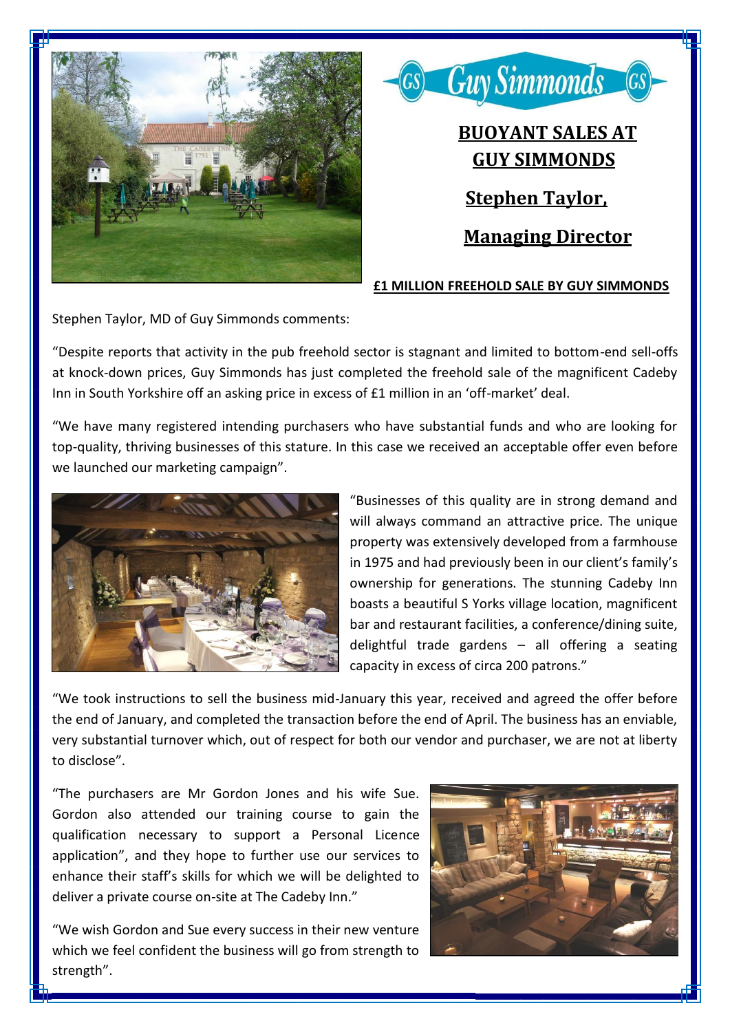Guy Simmonds

# BUOYANT SALES AT GUY SIMMONDS

## Stephen Taylor, Managing Director

**£1 MILLION FREEHOLD SALE BY GUY SIMMONDS**

Stephen Taylor, MD of Guy Simmonds comments:

"Despite reports that activity in the pub freehold sector is stagnant and limited to bottom-end sell-offs at knock-down prices, Guy Simmonds has just completed the freehold sale of the magnificent Cadeby Inn in South Yorkshire off an asking price in excess of £1 million in an 'off-market' deal.

"We have many registered intending purchasers who have substantial funds and who are looking for top-quality, thriving businesses of this stature. In this case we received an acceptable offer even before we launched our marketing campaign".

"Businesses of this quality are in strong demand and will always command an attractive price. The unique property was extensively developed from a farmhouse in 1975 and had previously been in our client's family's ownership for generations. The stunning Cadeby Inn boasts a beautiful S Yorks village location, magnificent bar and restaurant facilities, a conference/dining suite, delightful trade gardens – all offering a seating capacity in excess of circa 200 patrons."

"We took instructions to sell the business mid-January this year, received and agreed the offer before the end of January, and completed the transaction before the end of April. The business has an enviable, very substantial turnover which, out of respect for both our vendor and purchaser, we are not at liberty to disclose".

"The purchasers are Mr Gordon Jones and his wife Sue. Gordon also attended our training course to gain the qualification necessary to support a Personal Licence application", and they hope to further use our services to enhance their staff's skills for which we will be delighted to deliver a private course on-site at The Cadeby Inn."

"We wish Gordon and Sue every success in their new venture which we feel confident the business will go from strength to strength".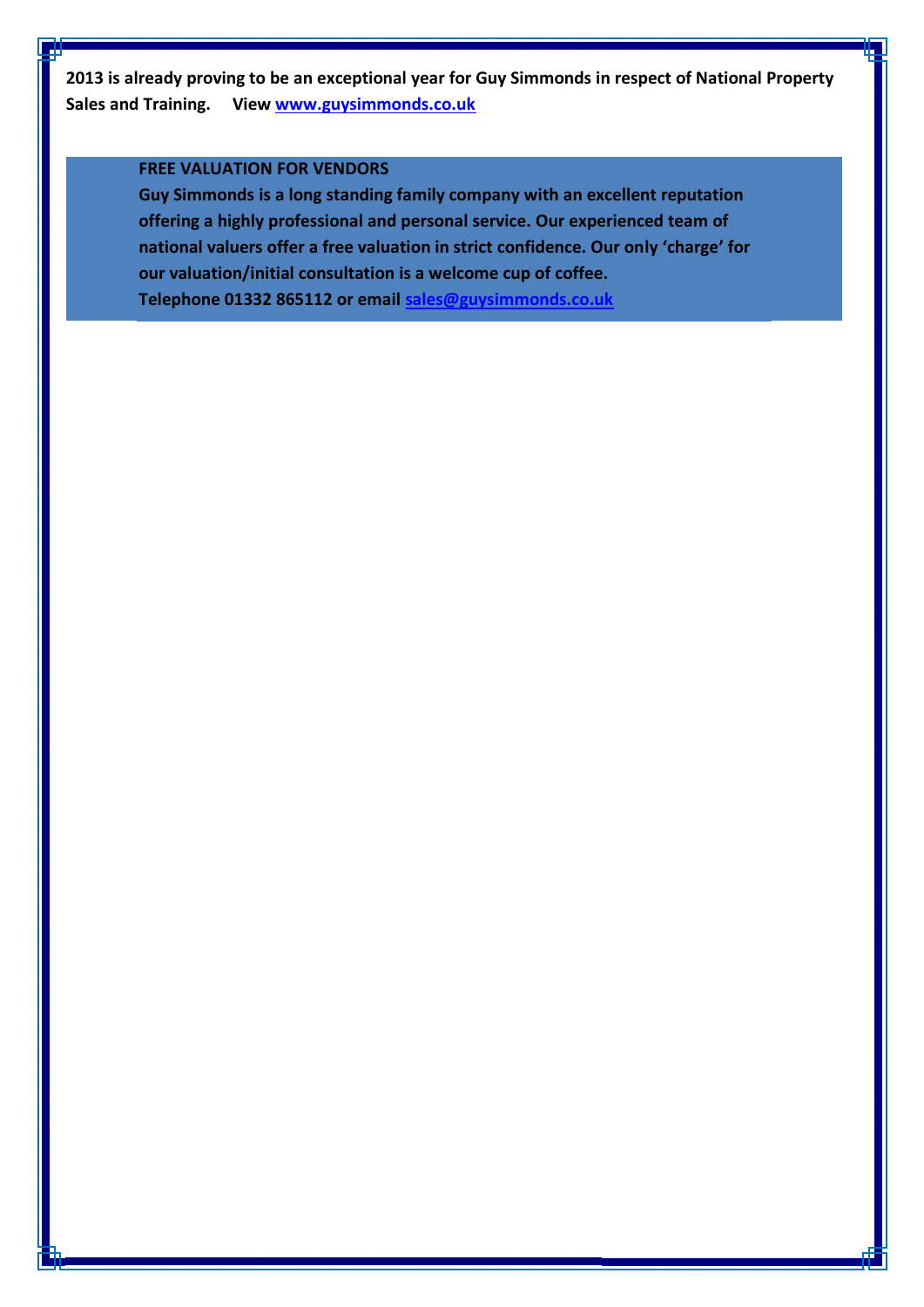**2013 is already proving to be an exceptional year for Guy Simmonds in respect of National Property Sales and Training. View [www.guysimmonds.co.uk](http://www.guysimmonds.co.uk)**

**FREE VALUATION FOR VENDORS**

**Guy Simmonds is a long standing family company with an excellent reputation offering a highly professional and personal service. Our experienced team of national valuers offer a free valuation in strict confidence. Our only 'charge' for our valuation/initial consultation is a welcome cup of coffee.**

**Telephone 01332 865112 or email [sales@guysimmonds.co.uk](mailto:sales@guysimmonds.co.uk)**